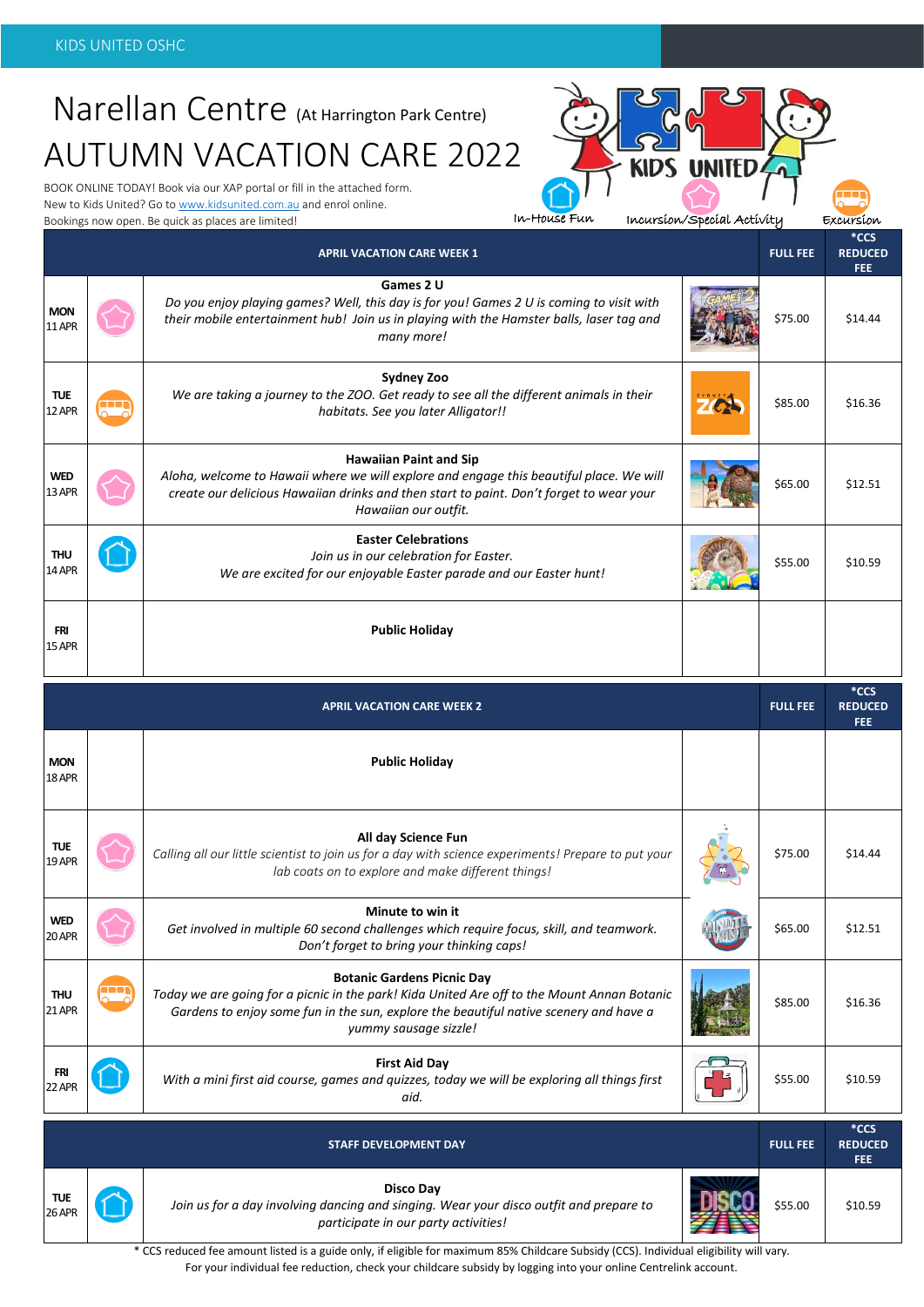KIDS UNITED OSHC

# Narellan Centre (At Harrington Park Centre)

# AUTUMN VACATION CARE 2022

BOOK ONLINE TODAY! Book via our XAP portal or fill in the attached form.
New to Kids United? Go to www.kidsunited.com.au and enrol online.
Bookings now open. Be quick as places are limited!

In-House Fun | Incursion/Special Activity | Excursion

| Day | Type | APRIL VACATION CARE WEEK 1 | FULL FEE | *CCS REDUCED FEE |
|---|---|---|---|---|
| MON 11 APR | Incursion/Special Activity | **Games 2 U** *Do you enjoy playing games? Well, this day is for you! Games 2 U is coming to visit with their mobile entertainment hub! Join us in playing with the Hamster balls, laser tag and many more!* | $75.00 | $14.44 |
| TUE 12 APR | Excursion | **Sydney Zoo** *We are taking a journey to the ZOO. Get ready to see all the different animals in their habitats. See you later Alligator!!* | $85.00 | $16.36 |
| WED 13 APR | Incursion/Special Activity | **Hawaiian Paint and Sip** *Aloha, welcome to Hawaii where we will explore and engage this beautiful place. We will create our delicious Hawaiian drinks and then start to paint. Don't forget to wear your Hawaiian our outfit.* | $65.00 | $12.51 |
| THU 14 APR | In-House Fun | **Easter Celebrations** *Join us in our celebration for Easter. We are excited for our enjoyable Easter parade and our Easter hunt!* | $55.00 | $10.59 |
| FRI 15 APR | | **Public Holiday** | | |

| Day | Type | APRIL VACATION CARE WEEK 2 | FULL FEE | *CCS REDUCED FEE |
|---|---|---|---|---|
| MON 18 APR | | **Public Holiday** | | |
| TUE 19 APR | Incursion/Special Activity | **All day Science Fun** *Calling all our little scientist to join us for a day with science experiments! Prepare to put your lab coats on to explore and make different things!* | $75.00 | $14.44 |
| WED 20 APR | Incursion/Special Activity | **Minute to win it** *Get involved in multiple 60 second challenges which require focus, skill, and teamwork. Don't forget to bring your thinking caps!* | $65.00 | $12.51 |
| THU 21 APR | Excursion | **Botanic Gardens Picnic Day** *Today we are going for a picnic in the park! Kida United Are off to the Mount Annan Botanic Gardens to enjoy some fun in the sun, explore the beautiful native scenery and have a yummy sausage sizzle!* | $85.00 | $16.36 |
| FRI 22 APR | In-House Fun | **First Aid Day** *With a mini first aid course, games and quizzes, today we will be exploring all things first aid.* | $55.00 | $10.59 |

| Day | Type | STAFF DEVELOPMENT DAY | FULL FEE | *CCS REDUCED FEE |
|---|---|---|---|---|
| TUE 26 APR | In-House Fun | **Disco Day** *Join us for a day involving dancing and singing. Wear your disco outfit and prepare to participate in our party activities!* | $55.00 | $10.59 |

* CCS reduced fee amount listed is a guide only, if eligible for maximum 85% Childcare Subsidy (CCS). Individual eligibility will vary. For your individual fee reduction, check your childcare subsidy by logging into your online Centrelink account.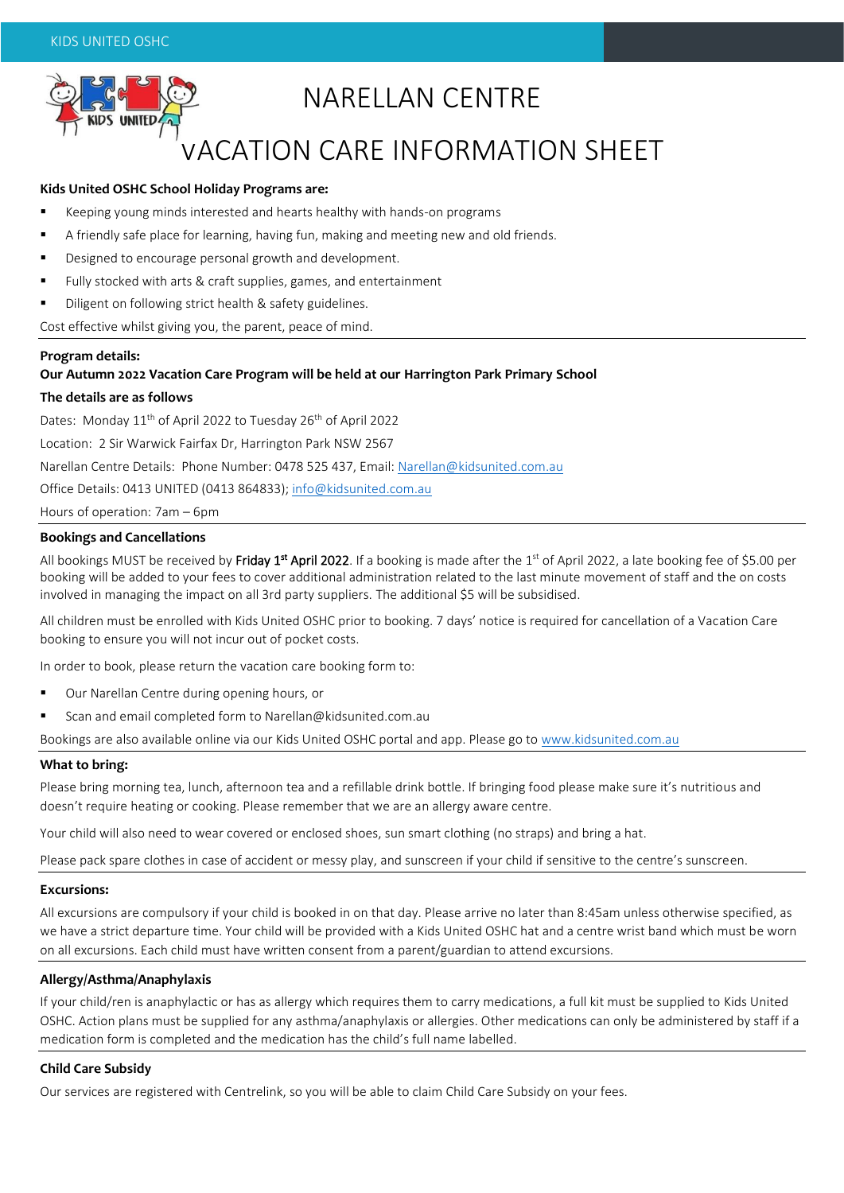# NARELLAN CENTRE

# vACATION CARE INFORMATION SHEET

**Kids United OSHC School Holiday Programs are:**

- Keeping young minds interested and hearts healthy with hands-on programs
- A friendly safe place for learning, having fun, making and meeting new and old friends.
- Designed to encourage personal growth and development.
- Fully stocked with arts & craft supplies, games, and entertainment
- Diligent on following strict health & safety guidelines.

Cost effective whilst giving you, the parent, peace of mind.

**Program details:**

**Our Autumn 2022 Vacation Care Program will be held at our Harrington Park Primary School**

**The details are as follows**

Dates: Monday 11th of April 2022 to Tuesday 26th of April 2022

Location: 2 Sir Warwick Fairfax Dr, Harrington Park NSW 2567

Narellan Centre Details: Phone Number: 0478 525 437, Email: Narellan@kidsunited.com.au

Office Details: 0413 UNITED (0413 864833); info@kidsunited.com.au

Hours of operation: 7am – 6pm

**Bookings and Cancellations**

All bookings MUST be received by Friday 1st April 2022. If a booking is made after the 1st of April 2022, a late booking fee of $5.00 per booking will be added to your fees to cover additional administration related to the last minute movement of staff and the on costs involved in managing the impact on all 3rd party suppliers. The additional $5 will be subsidised.

All children must be enrolled with Kids United OSHC prior to booking. 7 days' notice is required for cancellation of a Vacation Care booking to ensure you will not incur out of pocket costs.

In order to book, please return the vacation care booking form to:

- Our Narellan Centre during opening hours, or
- Scan and email completed form to Narellan@kidsunited.com.au

Bookings are also available online via our Kids United OSHC portal and app. Please go to www.kidsunited.com.au

**What to bring:**

Please bring morning tea, lunch, afternoon tea and a refillable drink bottle. If bringing food please make sure it's nutritious and doesn't require heating or cooking. Please remember that we are an allergy aware centre.

Your child will also need to wear covered or enclosed shoes, sun smart clothing (no straps) and bring a hat.

Please pack spare clothes in case of accident or messy play, and sunscreen if your child if sensitive to the centre's sunscreen.

**Excursions:**

All excursions are compulsory if your child is booked in on that day. Please arrive no later than 8:45am unless otherwise specified, as we have a strict departure time. Your child will be provided with a Kids United OSHC hat and a centre wrist band which must be worn on all excursions. Each child must have written consent from a parent/guardian to attend excursions.

**Allergy/Asthma/Anaphylaxis**

If your child/ren is anaphylactic or has as allergy which requires them to carry medications, a full kit must be supplied to Kids United OSHC. Action plans must be supplied for any asthma/anaphylaxis or allergies. Other medications can only be administered by staff if a medication form is completed and the medication has the child's full name labelled.

**Child Care Subsidy**

Our services are registered with Centrelink, so you will be able to claim Child Care Subsidy on your fees.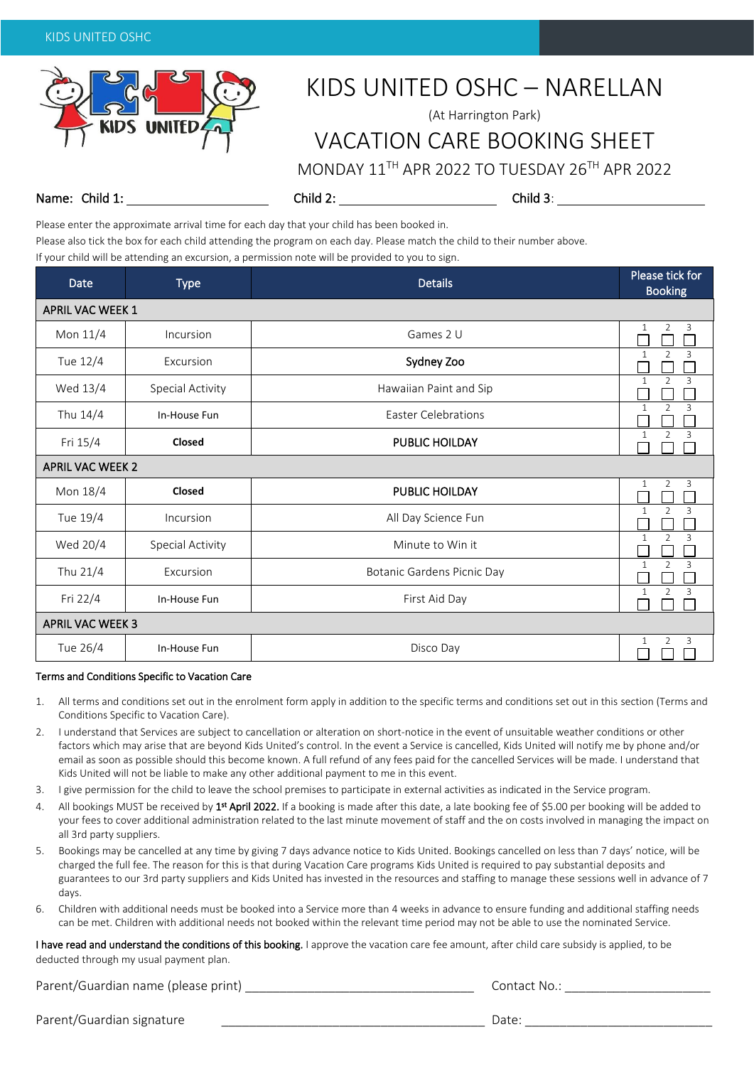# KIDS UNITED OSHC – NARELLAN

(At Harrington Park)

## VACATION CARE BOOKING SHEET

MONDAY 11TH APR 2022 TO TUESDAY 26TH APR 2022

Name: Child 1: ____________________ Child 2: ____________________ Child 3: ____________________

Please enter the approximate arrival time for each day that your child has been booked in.
Please also tick the box for each child attending the program on each day. Please match the child to their number above.
If your child will be attending an excursion, a permission note will be provided to you to sign.

| Date | Type | Details | Please tick for Booking |
|---|---|---|---|
| APRIL VAC WEEK 1 | | | |
| Mon 11/4 | Incursion | Games 2 U | 1 ☐ 2 ☐ 3 ☐ |
| Tue 12/4 | Excursion | **Sydney Zoo** | 1 ☐ 2 ☐ 3 ☐ |
| Wed 13/4 | Special Activity | Hawaiian Paint and Sip | 1 ☐ 2 ☐ 3 ☐ |
| Thu 14/4 | In-House Fun | Easter Celebrations | 1 ☐ 2 ☐ 3 ☐ |
| Fri 15/4 | **Closed** | PUBLIC HOILDAY | 1 ☐ 2 ☐ 3 ☐ |
| APRIL VAC WEEK 2 | | | |
| Mon 18/4 | **Closed** | PUBLIC HOILDAY | 1 ☐ 2 ☐ 3 ☐ |
| Tue 19/4 | Incursion | All Day Science Fun | 1 ☐ 2 ☐ 3 ☐ |
| Wed 20/4 | Special Activity | Minute to Win it | 1 ☐ 2 ☐ 3 ☐ |
| Thu 21/4 | Excursion | Botanic Gardens Picnic Day | 1 ☐ 2 ☐ 3 ☐ |
| Fri 22/4 | In-House Fun | First Aid Day | 1 ☐ 2 ☐ 3 ☐ |
| APRIL VAC WEEK 3 | | | |
| Tue 26/4 | In-House Fun | Disco Day | 1 ☐ 2 ☐ 3 ☐ |

### Terms and Conditions Specific to Vacation Care

1. All terms and conditions set out in the enrolment form apply in addition to the specific terms and conditions set out in this section (Terms and Conditions Specific to Vacation Care).
2. I understand that Services are subject to cancellation or alteration on short-notice in the event of unsuitable weather conditions or other factors which may arise that are beyond Kids United's control. In the event a Service is cancelled, Kids United will notify me by phone and/or email as soon as possible should this become known. A full refund of any fees paid for the cancelled Services will be made. I understand that Kids United will not be liable to make any other additional payment to me in this event.
3. I give permission for the child to leave the school premises to participate in external activities as indicated in the Service program.
4. All bookings MUST be received by **1st April 2022.** If a booking is made after this date, a late booking fee of $5.00 per booking will be added to your fees to cover additional administration related to the last minute movement of staff and the on costs involved in managing the impact on all 3rd party suppliers.
5. Bookings may be cancelled at any time by giving 7 days advance notice to Kids United. Bookings cancelled on less than 7 days' notice, will be charged the full fee. The reason for this is that during Vacation Care programs Kids United is required to pay substantial deposits and guarantees to our 3rd party suppliers and Kids United has invested in the resources and staffing to manage these sessions well in advance of 7 days.
6. Children with additional needs must be booked into a Service more than 4 weeks in advance to ensure funding and additional staffing needs can be met. Children with additional needs not booked within the relevant time period may not be able to use the nominated Service.

**I have read and understand the conditions of this booking.** I approve the vacation care fee amount, after child care subsidy is applied, to be deducted through my usual payment plan.

Parent/Guardian name (please print) ______________________________ Contact No.: ____________________

Parent/Guardian signature ____________________________________ Date: ________________________